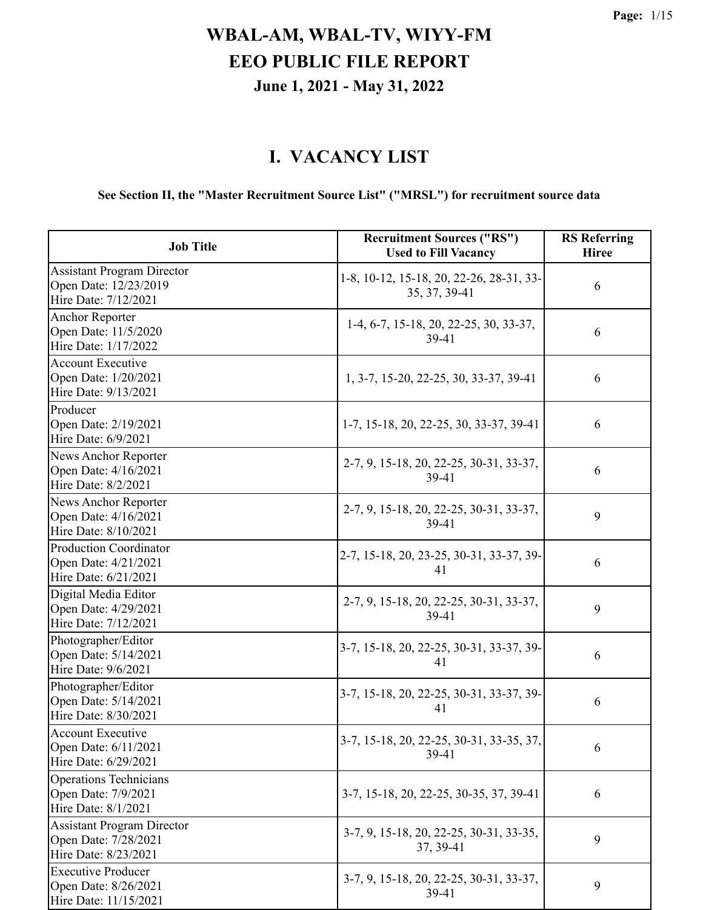# WBAL-AM, WBAL-TV, WIYY-FM
# EEO PUBLIC FILE REPORT
### June 1, 2021 - May 31, 2022

## I. VACANCY LIST

**See Section II, the "Master Recruitment Source List" ("MRSL") for recruitment source data**

| Job Title | Recruitment Sources ("RS") Used to Fill Vacancy | RS Referring Hiree |
|---|---|---|
| Assistant Program Director<br>Open Date: 12/23/2019<br>Hire Date: 7/12/2021 | 1-8, 10-12, 15-18, 20, 22-26, 28-31, 33-35, 37, 39-41 | 6 |
| Anchor Reporter<br>Open Date: 11/5/2020<br>Hire Date: 1/17/2022 | 1-4, 6-7, 15-18, 20, 22-25, 30, 33-37, 39-41 | 6 |
| Account Executive<br>Open Date: 1/20/2021<br>Hire Date: 9/13/2021 | 1, 3-7, 15-20, 22-25, 30, 33-37, 39-41 | 6 |
| Producer<br>Open Date: 2/19/2021<br>Hire Date: 6/9/2021 | 1-7, 15-18, 20, 22-25, 30, 33-37, 39-41 | 6 |
| News Anchor Reporter<br>Open Date: 4/16/2021<br>Hire Date: 8/2/2021 | 2-7, 9, 15-18, 20, 22-25, 30-31, 33-37, 39-41 | 6 |
| News Anchor Reporter<br>Open Date: 4/16/2021<br>Hire Date: 8/10/2021 | 2-7, 9, 15-18, 20, 22-25, 30-31, 33-37, 39-41 | 9 |
| Production Coordinator<br>Open Date: 4/21/2021<br>Hire Date: 6/21/2021 | 2-7, 15-18, 20, 23-25, 30-31, 33-37, 39-41 | 6 |
| Digital Media Editor<br>Open Date: 4/29/2021<br>Hire Date: 7/12/2021 | 2-7, 9, 15-18, 20, 22-25, 30-31, 33-37, 39-41 | 9 |
| Photographer/Editor<br>Open Date: 5/14/2021<br>Hire Date: 9/6/2021 | 3-7, 15-18, 20, 22-25, 30-31, 33-37, 39-41 | 6 |
| Photographer/Editor<br>Open Date: 5/14/2021<br>Hire Date: 8/30/2021 | 3-7, 15-18, 20, 22-25, 30-31, 33-37, 39-41 | 6 |
| Account Executive<br>Open Date: 6/11/2021<br>Hire Date: 6/29/2021 | 3-7, 15-18, 20, 22-25, 30-31, 33-35, 37, 39-41 | 6 |
| Operations Technicians<br>Open Date: 7/9/2021<br>Hire Date: 8/1/2021 | 3-7, 15-18, 20, 22-25, 30-35, 37, 39-41 | 6 |
| Assistant Program Director<br>Open Date: 7/28/2021<br>Hire Date: 8/23/2021 | 3-7, 9, 15-18, 20, 22-25, 30-31, 33-35, 37, 39-41 | 9 |
| Executive Producer<br>Open Date: 8/26/2021<br>Hire Date: 11/15/2021 | 3-7, 9, 15-18, 20, 22-25, 30-31, 33-37, 39-41 | 9 |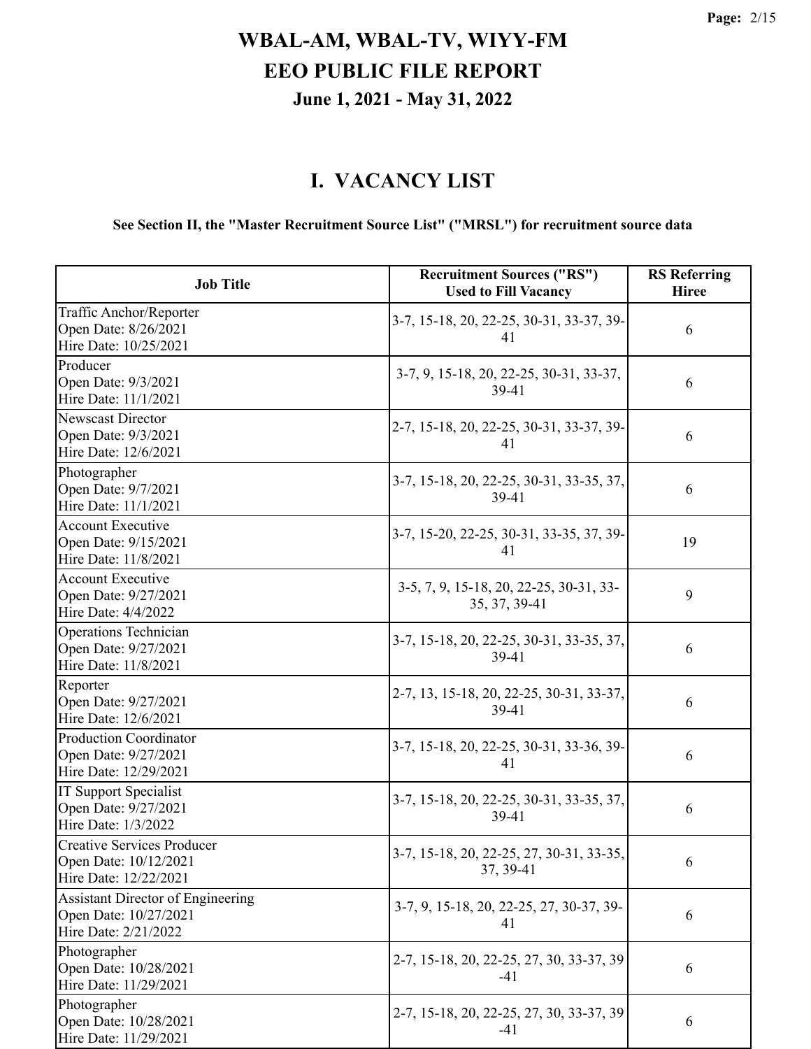# WBAL-AM, WBAL-TV, WIYY-FM
# EEO PUBLIC FILE REPORT
## June 1, 2021 - May 31, 2022

## I. VACANCY LIST

**See Section II, the "Master Recruitment Source List" ("MRSL") for recruitment source data**

| Job Title | Recruitment Sources ("RS") Used to Fill Vacancy | RS Referring Hiree |
|---|---|---|
| Traffic Anchor/Reporter<br>Open Date: 8/26/2021<br>Hire Date: 10/25/2021 | 3-7, 15-18, 20, 22-25, 30-31, 33-37, 39-41 | 6 |
| Producer<br>Open Date: 9/3/2021<br>Hire Date: 11/1/2021 | 3-7, 9, 15-18, 20, 22-25, 30-31, 33-37, 39-41 | 6 |
| Newscast Director<br>Open Date: 9/3/2021<br>Hire Date: 12/6/2021 | 2-7, 15-18, 20, 22-25, 30-31, 33-37, 39-41 | 6 |
| Photographer<br>Open Date: 9/7/2021<br>Hire Date: 11/1/2021 | 3-7, 15-18, 20, 22-25, 30-31, 33-35, 37, 39-41 | 6 |
| Account Executive<br>Open Date: 9/15/2021<br>Hire Date: 11/8/2021 | 3-7, 15-20, 22-25, 30-31, 33-35, 37, 39-41 | 19 |
| Account Executive<br>Open Date: 9/27/2021<br>Hire Date: 4/4/2022 | 3-5, 7, 9, 15-18, 20, 22-25, 30-31, 33-35, 37, 39-41 | 9 |
| Operations Technician<br>Open Date: 9/27/2021<br>Hire Date: 11/8/2021 | 3-7, 15-18, 20, 22-25, 30-31, 33-35, 37, 39-41 | 6 |
| Reporter<br>Open Date: 9/27/2021<br>Hire Date: 12/6/2021 | 2-7, 13, 15-18, 20, 22-25, 30-31, 33-37, 39-41 | 6 |
| Production Coordinator<br>Open Date: 9/27/2021<br>Hire Date: 12/29/2021 | 3-7, 15-18, 20, 22-25, 30-31, 33-36, 39-41 | 6 |
| IT Support Specialist<br>Open Date: 9/27/2021<br>Hire Date: 1/3/2022 | 3-7, 15-18, 20, 22-25, 30-31, 33-35, 37, 39-41 | 6 |
| Creative Services Producer<br>Open Date: 10/12/2021<br>Hire Date: 12/22/2021 | 3-7, 15-18, 20, 22-25, 27, 30-31, 33-35, 37, 39-41 | 6 |
| Assistant Director of Engineering<br>Open Date: 10/27/2021<br>Hire Date: 2/21/2022 | 3-7, 9, 15-18, 20, 22-25, 27, 30-37, 39-41 | 6 |
| Photographer<br>Open Date: 10/28/2021<br>Hire Date: 11/29/2021 | 2-7, 15-18, 20, 22-25, 27, 30, 33-37, 39-41 | 6 |
| Photographer<br>Open Date: 10/28/2021<br>Hire Date: 11/29/2021 | 2-7, 15-18, 20, 22-25, 27, 30, 33-37, 39-41 | 6 |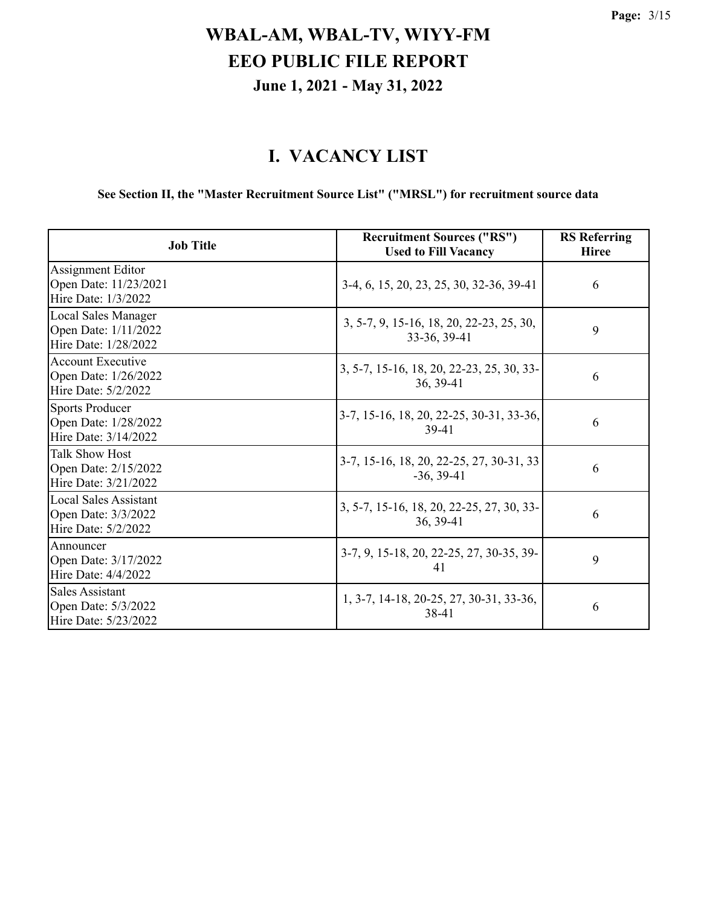# WBAL-AM, WBAL-TV, WIYY-FM
# EEO PUBLIC FILE REPORT
## June 1, 2021 - May 31, 2022

## I. VACANCY LIST

**See Section II, the "Master Recruitment Source List" ("MRSL") for recruitment source data**

| Job Title | Recruitment Sources ("RS") Used to Fill Vacancy | RS Referring Hiree |
|---|---|---|
| Assignment Editor<br>Open Date: 11/23/2021<br>Hire Date: 1/3/2022 | 3-4, 6, 15, 20, 23, 25, 30, 32-36, 39-41 | 6 |
| Local Sales Manager<br>Open Date: 1/11/2022<br>Hire Date: 1/28/2022 | 3, 5-7, 9, 15-16, 18, 20, 22-23, 25, 30, 33-36, 39-41 | 9 |
| Account Executive<br>Open Date: 1/26/2022<br>Hire Date: 5/2/2022 | 3, 5-7, 15-16, 18, 20, 22-23, 25, 30, 33-36, 39-41 | 6 |
| Sports Producer<br>Open Date: 1/28/2022<br>Hire Date: 3/14/2022 | 3-7, 15-16, 18, 20, 22-25, 30-31, 33-36, 39-41 | 6 |
| Talk Show Host<br>Open Date: 2/15/2022<br>Hire Date: 3/21/2022 | 3-7, 15-16, 18, 20, 22-25, 27, 30-31, 33-36, 39-41 | 6 |
| Local Sales Assistant<br>Open Date: 3/3/2022<br>Hire Date: 5/2/2022 | 3, 5-7, 15-16, 18, 20, 22-25, 27, 30, 33-36, 39-41 | 6 |
| Announcer<br>Open Date: 3/17/2022<br>Hire Date: 4/4/2022 | 3-7, 9, 15-18, 20, 22-25, 27, 30-35, 39-41 | 9 |
| Sales Assistant<br>Open Date: 5/3/2022<br>Hire Date: 5/23/2022 | 1, 3-7, 14-18, 20-25, 27, 30-31, 33-36, 38-41 | 6 |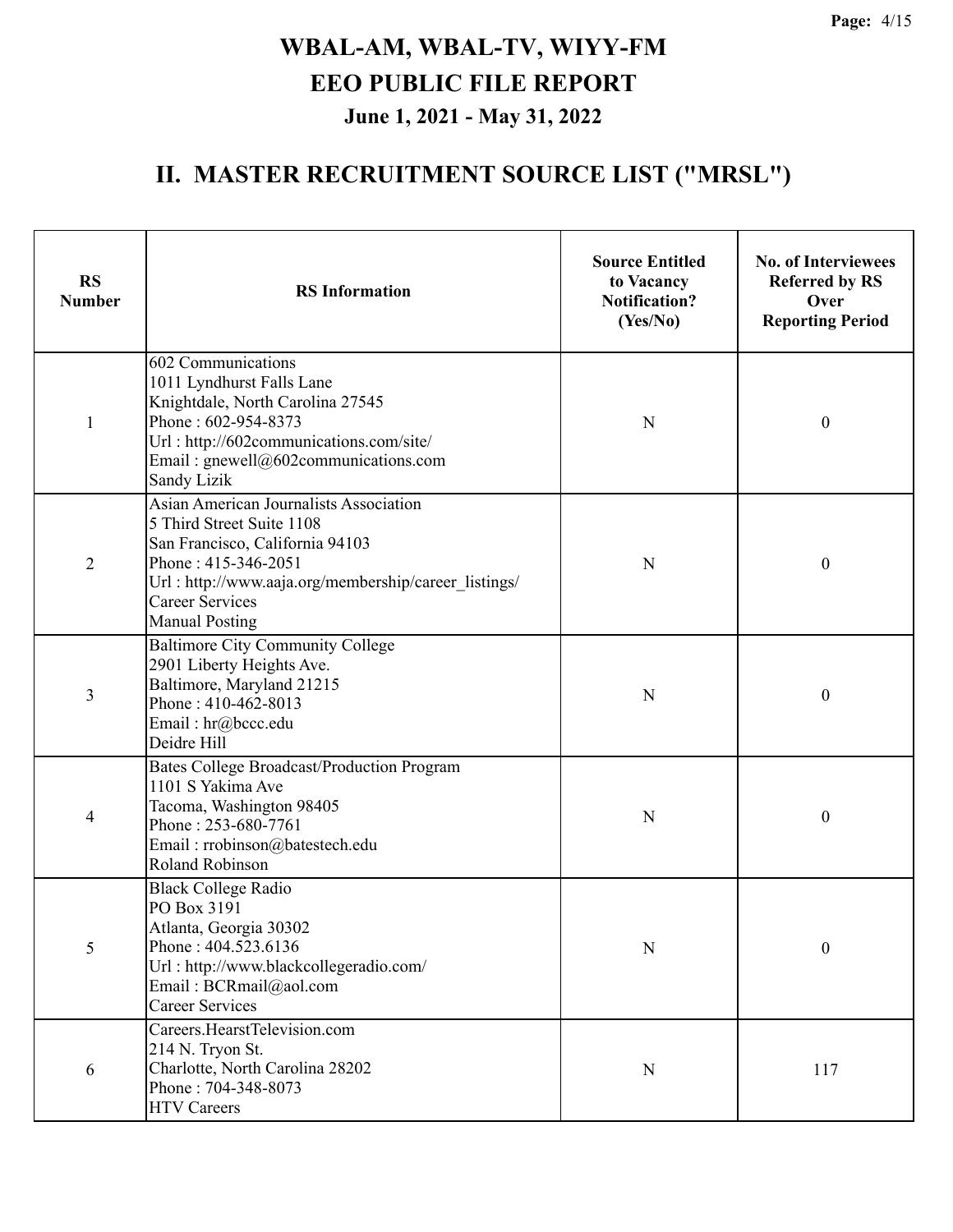# WBAL-AM, WBAL-TV, WIYY-FM
# EEO PUBLIC FILE REPORT
### June 1, 2021 - May 31, 2022

## II. MASTER RECRUITMENT SOURCE LIST ("MRSL")

| RS Number | RS Information | Source Entitled to Vacancy Notification? (Yes/No) | No. of Interviewees Referred by RS Over Reporting Period |
|---|---|---|---|
| 1 | 602 Communications<br>1011 Lyndhurst Falls Lane<br>Knightdale, North Carolina 27545<br>Phone : 602-954-8373<br>Url : http://602communications.com/site/<br>Email : gnewell@602communications.com<br>Sandy Lizik | N | 0 |
| 2 | Asian American Journalists Association<br>5 Third Street Suite 1108<br>San Francisco, California 94103<br>Phone : 415-346-2051<br>Url : http://www.aaja.org/membership/career_listings/<br>Career Services<br>Manual Posting | N | 0 |
| 3 | Baltimore City Community College<br>2901 Liberty Heights Ave.<br>Baltimore, Maryland 21215<br>Phone : 410-462-8013<br>Email : hr@bccc.edu<br>Deidre Hill | N | 0 |
| 4 | Bates College Broadcast/Production Program<br>1101 S Yakima Ave<br>Tacoma, Washington 98405<br>Phone : 253-680-7761<br>Email : rrobinson@batestech.edu<br>Roland Robinson | N | 0 |
| 5 | Black College Radio<br>PO Box 3191<br>Atlanta, Georgia 30302<br>Phone : 404.523.6136<br>Url : http://www.blackcollegeradio.com/<br>Email : BCRmail@aol.com<br>Career Services | N | 0 |
| 6 | Careers.HearstTelevision.com<br>214 N. Tryon St.<br>Charlotte, North Carolina 28202<br>Phone : 704-348-8073<br>HTV Careers | N | 117 |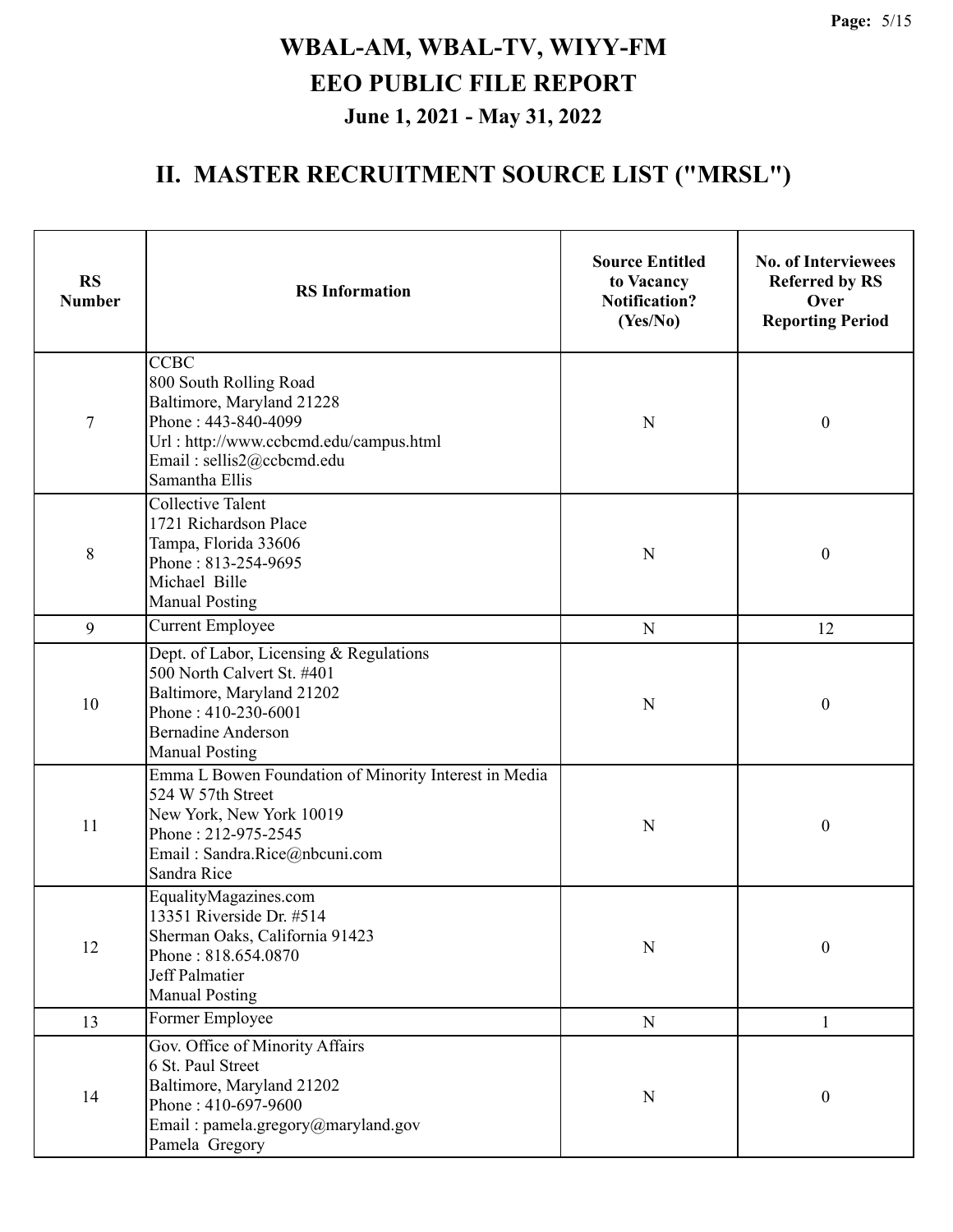# WBAL-AM, WBAL-TV, WIYY-FM
# EEO PUBLIC FILE REPORT
### June 1, 2021 - May 31, 2022

## II. MASTER RECRUITMENT SOURCE LIST ("MRSL")

| RS Number | RS Information | Source Entitled to Vacancy Notification? (Yes/No) | No. of Interviewees Referred by RS Over Reporting Period |
|---|---|---|---|
| 7 | CCBC<br>800 South Rolling Road<br>Baltimore, Maryland 21228<br>Phone : 443-840-4099<br>Url : http://www.ccbcmd.edu/campus.html<br>Email : sellis2@ccbcmd.edu<br>Samantha Ellis | N | 0 |
| 8 | Collective Talent<br>1721 Richardson Place<br>Tampa, Florida 33606<br>Phone : 813-254-9695<br>Michael Bille<br>Manual Posting | N | 0 |
| 9 | Current Employee | N | 12 |
| 10 | Dept. of Labor, Licensing & Regulations<br>500 North Calvert St. #401<br>Baltimore, Maryland 21202<br>Phone : 410-230-6001<br>Bernadine Anderson<br>Manual Posting | N | 0 |
| 11 | Emma L Bowen Foundation of Minority Interest in Media<br>524 W 57th Street<br>New York, New York 10019<br>Phone : 212-975-2545<br>Email : Sandra.Rice@nbcuni.com<br>Sandra Rice | N | 0 |
| 12 | EqualityMagazines.com<br>13351 Riverside Dr. #514<br>Sherman Oaks, California 91423<br>Phone : 818.654.0870<br>Jeff Palmatier<br>Manual Posting | N | 0 |
| 13 | Former Employee | N | 1 |
| 14 | Gov. Office of Minority Affairs<br>6 St. Paul Street<br>Baltimore, Maryland 21202<br>Phone : 410-697-9600<br>Email : pamela.gregory@maryland.gov<br>Pamela Gregory | N | 0 |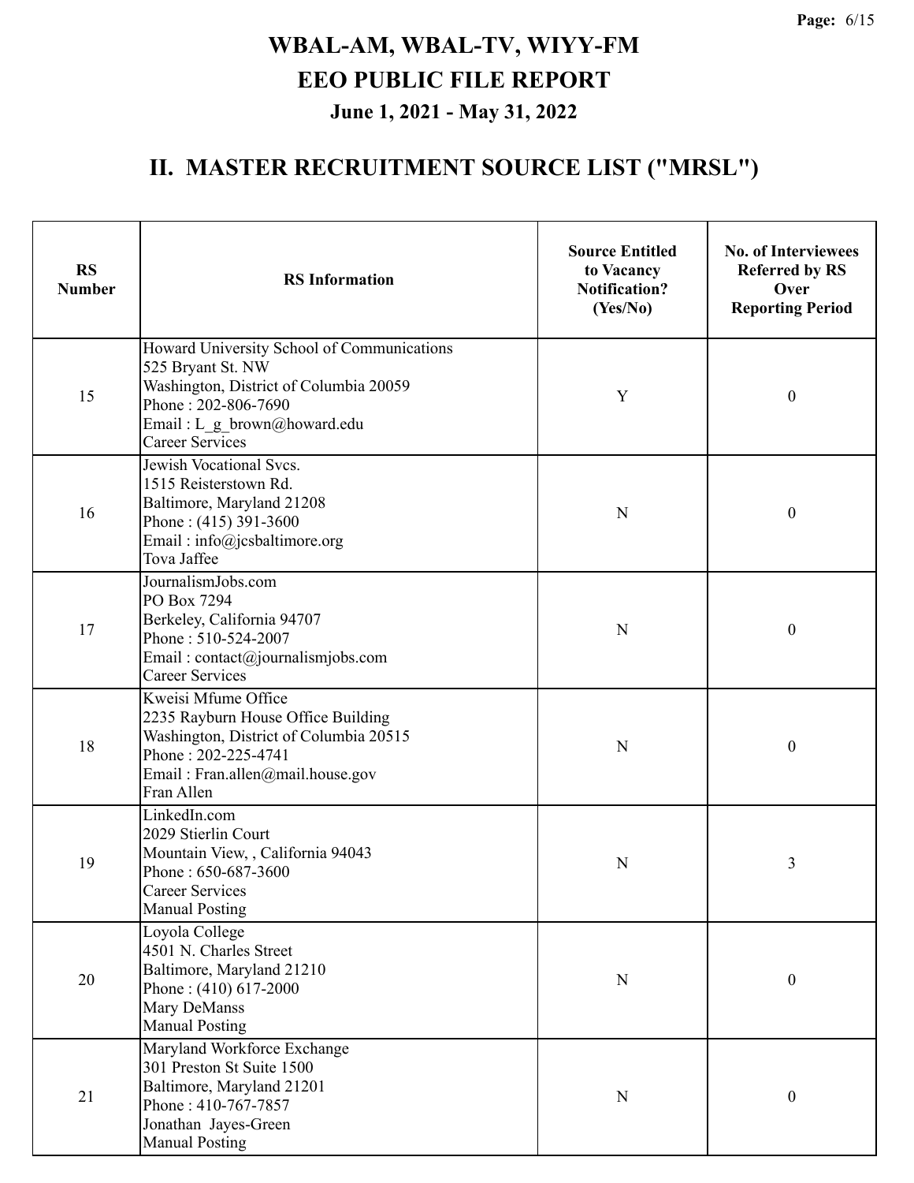# WBAL-AM, WBAL-TV, WIYY-FM
# EEO PUBLIC FILE REPORT
### June 1, 2021 - May 31, 2022

## II. MASTER RECRUITMENT SOURCE LIST ("MRSL")

| RS Number | RS Information | Source Entitled to Vacancy Notification? (Yes/No) | No. of Interviewees Referred by RS Over Reporting Period |
|---|---|---|---|
| 15 | Howard University School of Communications<br>525 Bryant St. NW<br>Washington, District of Columbia 20059<br>Phone : 202-806-7690<br>Email : L_g_brown@howard.edu<br>Career Services | Y | 0 |
| 16 | Jewish Vocational Svcs.<br>1515 Reisterstown Rd.<br>Baltimore, Maryland 21208<br>Phone : (415) 391-3600<br>Email : info@jcsbaltimore.org<br>Tova Jaffee | N | 0 |
| 17 | JournalismJobs.com<br>PO Box 7294<br>Berkeley, California 94707<br>Phone : 510-524-2007<br>Email : contact@journalismjobs.com<br>Career Services | N | 0 |
| 18 | Kweisi Mfume Office<br>2235 Rayburn House Office Building<br>Washington, District of Columbia 20515<br>Phone : 202-225-4741<br>Email : Fran.allen@mail.house.gov<br>Fran Allen | N | 0 |
| 19 | LinkedIn.com<br>2029 Stierlin Court<br>Mountain View, , California 94043<br>Phone : 650-687-3600<br>Career Services<br>Manual Posting | N | 3 |
| 20 | Loyola College<br>4501 N. Charles Street<br>Baltimore, Maryland 21210<br>Phone : (410) 617-2000<br>Mary DeManss<br>Manual Posting | N | 0 |
| 21 | Maryland Workforce Exchange<br>301 Preston St Suite 1500<br>Baltimore, Maryland 21201<br>Phone : 410-767-7857<br>Jonathan Jayes-Green<br>Manual Posting | N | 0 |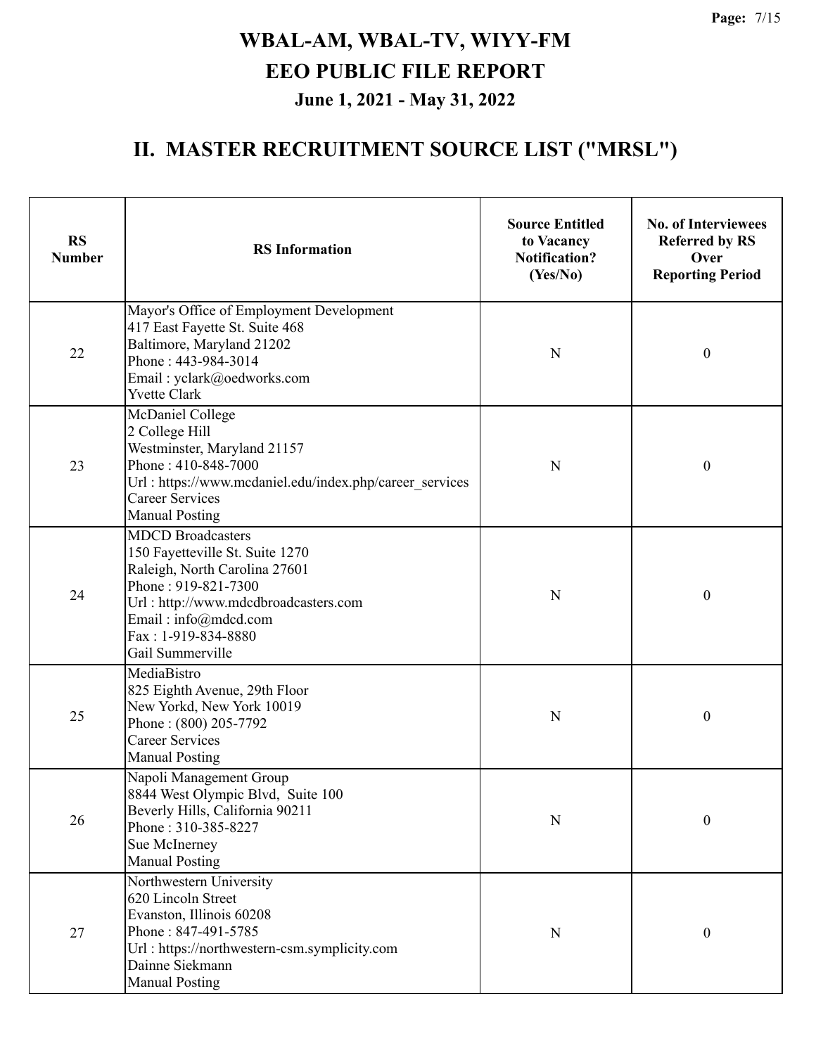# WBAL-AM, WBAL-TV, WIYY-FM
# EEO PUBLIC FILE REPORT
### June 1, 2021 - May 31, 2022

## II. MASTER RECRUITMENT SOURCE LIST ("MRSL")

| RS Number | RS Information | Source Entitled to Vacancy Notification? (Yes/No) | No. of Interviewees Referred by RS Over Reporting Period |
|---|---|---|---|
| 22 | Mayor's Office of Employment Development<br>417 East Fayette St. Suite 468<br>Baltimore, Maryland 21202<br>Phone : 443-984-3014<br>Email : yclark@oedworks.com<br>Yvette Clark | N | 0 |
| 23 | McDaniel College<br>2 College Hill<br>Westminster, Maryland 21157<br>Phone : 410-848-7000<br>Url : https://www.mcdaniel.edu/index.php/career_services<br>Career Services<br>Manual Posting | N | 0 |
| 24 | MDCD Broadcasters<br>150 Fayetteville St. Suite 1270<br>Raleigh, North Carolina 27601<br>Phone : 919-821-7300<br>Url : http://www.mdcdbroadcasters.com<br>Email : info@mdcd.com<br>Fax : 1-919-834-8880<br>Gail Summerville | N | 0 |
| 25 | MediaBistro<br>825 Eighth Avenue, 29th Floor<br>New Yorkd, New York 10019<br>Phone : (800) 205-7792<br>Career Services<br>Manual Posting | N | 0 |
| 26 | Napoli Management Group<br>8844 West Olympic Blvd, Suite 100<br>Beverly Hills, California 90211<br>Phone : 310-385-8227<br>Sue McInerney<br>Manual Posting | N | 0 |
| 27 | Northwestern University<br>620 Lincoln Street<br>Evanston, Illinois 60208<br>Phone : 847-491-5785<br>Url : https://northwestern-csm.symplicity.com<br>Dainne Siekmann<br>Manual Posting | N | 0 |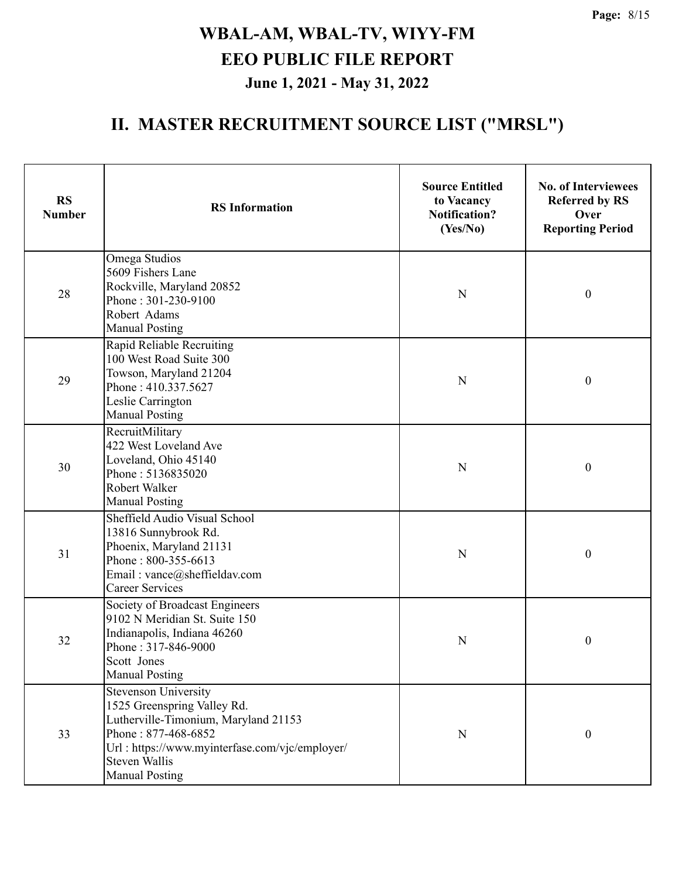# WBAL-AM, WBAL-TV, WIYY-FM
# EEO PUBLIC FILE REPORT
## June 1, 2021 - May 31, 2022

## II. MASTER RECRUITMENT SOURCE LIST ("MRSL")

| RS Number | RS Information | Source Entitled to Vacancy Notification? (Yes/No) | No. of Interviewees Referred by RS Over Reporting Period |
|---|---|---|---|
| 28 | Omega Studios<br>5609 Fishers Lane<br>Rockville, Maryland 20852<br>Phone : 301-230-9100<br>Robert Adams<br>Manual Posting | N | 0 |
| 29 | Rapid Reliable Recruiting<br>100 West Road Suite 300<br>Towson, Maryland 21204<br>Phone : 410.337.5627<br>Leslie Carrington<br>Manual Posting | N | 0 |
| 30 | RecruitMilitary<br>422 West Loveland Ave<br>Loveland, Ohio 45140<br>Phone : 5136835020<br>Robert Walker<br>Manual Posting | N | 0 |
| 31 | Sheffield Audio Visual School<br>13816 Sunnybrook Rd.<br>Phoenix, Maryland 21131<br>Phone : 800-355-6613<br>Email : vance@sheffieldav.com<br>Career Services | N | 0 |
| 32 | Society of Broadcast Engineers<br>9102 N Meridian St. Suite 150<br>Indianapolis, Indiana 46260<br>Phone : 317-846-9000<br>Scott Jones<br>Manual Posting | N | 0 |
| 33 | Stevenson University<br>1525 Greenspring Valley Rd.<br>Lutherville-Timonium, Maryland 21153<br>Phone : 877-468-6852<br>Url : https://www.myinterfase.com/vjc/employer/<br>Steven Wallis<br>Manual Posting | N | 0 |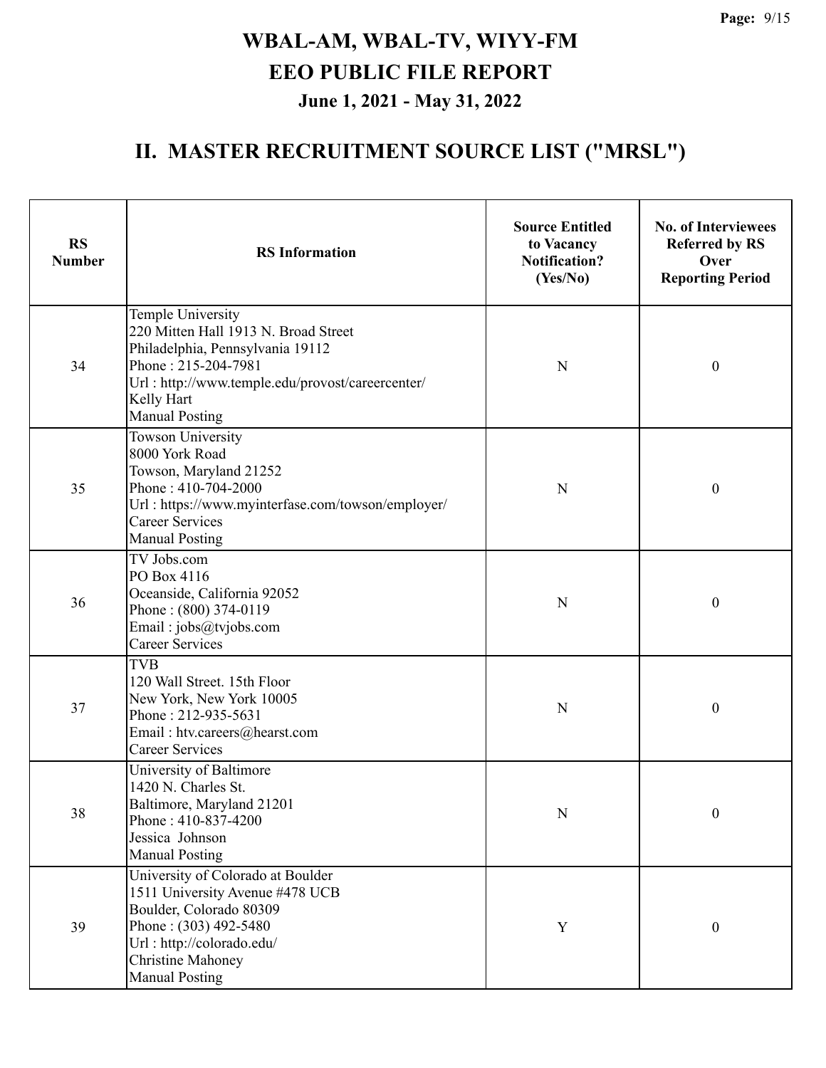# WBAL-AM, WBAL-TV, WIYY-FM
# EEO PUBLIC FILE REPORT
### June 1, 2021 - May 31, 2022

## II. MASTER RECRUITMENT SOURCE LIST ("MRSL")

| RS Number | RS Information | Source Entitled to Vacancy Notification? (Yes/No) | No. of Interviewees Referred by RS Over Reporting Period |
|---|---|---|---|
| 34 | Temple University<br>220 Mitten Hall 1913 N. Broad Street<br>Philadelphia, Pennsylvania 19112<br>Phone : 215-204-7981<br>Url : http://www.temple.edu/provost/careercenter/<br>Kelly Hart<br>Manual Posting | N | 0 |
| 35 | Towson University<br>8000 York Road<br>Towson, Maryland 21252<br>Phone : 410-704-2000<br>Url : https://www.myinterfase.com/towson/employer/<br>Career Services<br>Manual Posting | N | 0 |
| 36 | TV Jobs.com<br>PO Box 4116<br>Oceanside, California 92052<br>Phone : (800) 374-0119<br>Email : jobs@tvjobs.com<br>Career Services | N | 0 |
| 37 | TVB<br>120 Wall Street. 15th Floor<br>New York, New York 10005<br>Phone : 212-935-5631<br>Email : htv.careers@hearst.com<br>Career Services | N | 0 |
| 38 | University of Baltimore<br>1420 N. Charles St.<br>Baltimore, Maryland 21201<br>Phone : 410-837-4200<br>Jessica Johnson<br>Manual Posting | N | 0 |
| 39 | University of Colorado at Boulder<br>1511 University Avenue #478 UCB<br>Boulder, Colorado 80309<br>Phone : (303) 492-5480<br>Url : http://colorado.edu/<br>Christine Mahoney<br>Manual Posting | Y | 0 |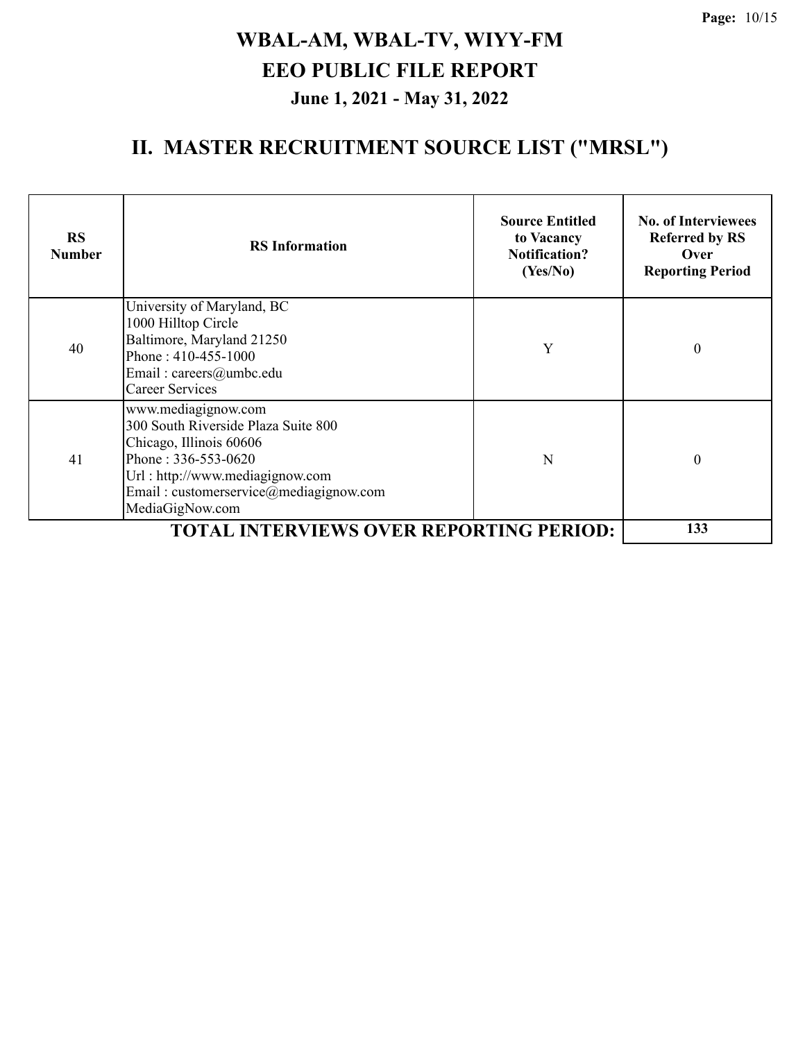# WBAL-AM, WBAL-TV, WIYY-FM
# EEO PUBLIC FILE REPORT
### June 1, 2021 - May 31, 2022

## II. MASTER RECRUITMENT SOURCE LIST ("MRSL")

| RS Number | RS Information | Source Entitled to Vacancy Notification? (Yes/No) | No. of Interviewees Referred by RS Over Reporting Period |
|---|---|---|---|
| 40 | University of Maryland, BC<br>1000 Hilltop Circle<br>Baltimore, Maryland 21250<br>Phone : 410-455-1000<br>Email : careers@umbc.edu<br>Career Services | Y | 0 |
| 41 | www.mediagignow.com<br>300 South Riverside Plaza Suite 800<br>Chicago, Illinois 60606<br>Phone : 336-553-0620<br>Url : http://www.mediagignow.com<br>Email : customerservice@mediagignow.com<br>MediaGigNow.com | N | 0 |
| | **TOTAL INTERVIEWS OVER REPORTING PERIOD:** | | **133** |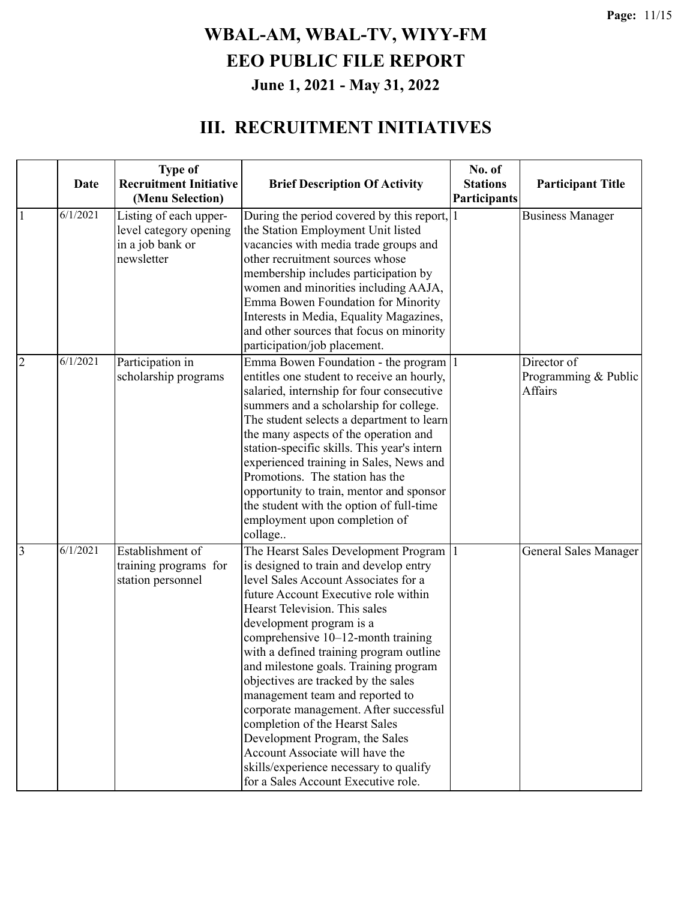# WBAL-AM, WBAL-TV, WIYY-FM
# EEO PUBLIC FILE REPORT
## June 1, 2021 - May 31, 2022

## III. RECRUITMENT INITIATIVES

| | Date | Type of Recruitment Initiative (Menu Selection) | Brief Description Of Activity | No. of Stations Participants | Participant Title |
|---|---|---|---|---|---|
| 1 | 6/1/2021 | Listing of each upper-level category opening in a job bank or newsletter | During the period covered by this report, the Station Employment Unit listed vacancies with media trade groups and other recruitment sources whose membership includes participation by women and minorities including AAJA, Emma Bowen Foundation for Minority Interests in Media, Equality Magazines, and other sources that focus on minority participation/job placement. | 1 | Business Manager |
| 2 | 6/1/2021 | Participation in scholarship programs | Emma Bowen Foundation - the program entitles one student to receive an hourly, salaried, internship for four consecutive summers and a scholarship for college. The student selects a department to learn the many aspects of the operation and station-specific skills. This year's intern experienced training in Sales, News and Promotions. The station has the opportunity to train, mentor and sponsor the student with the option of full-time employment upon completion of collage.. | 1 | Director of Programming & Public Affairs |
| 3 | 6/1/2021 | Establishment of training programs for station personnel | The Hearst Sales Development Program is designed to train and develop entry level Sales Account Associates for a future Account Executive role within Hearst Television. This sales development program is a comprehensive 10–12-month training with a defined training program outline and milestone goals. Training program objectives are tracked by the sales management team and reported to corporate management. After successful completion of the Hearst Sales Development Program, the Sales Account Associate will have the skills/experience necessary to qualify for a Sales Account Executive role. | 1 | General Sales Manager |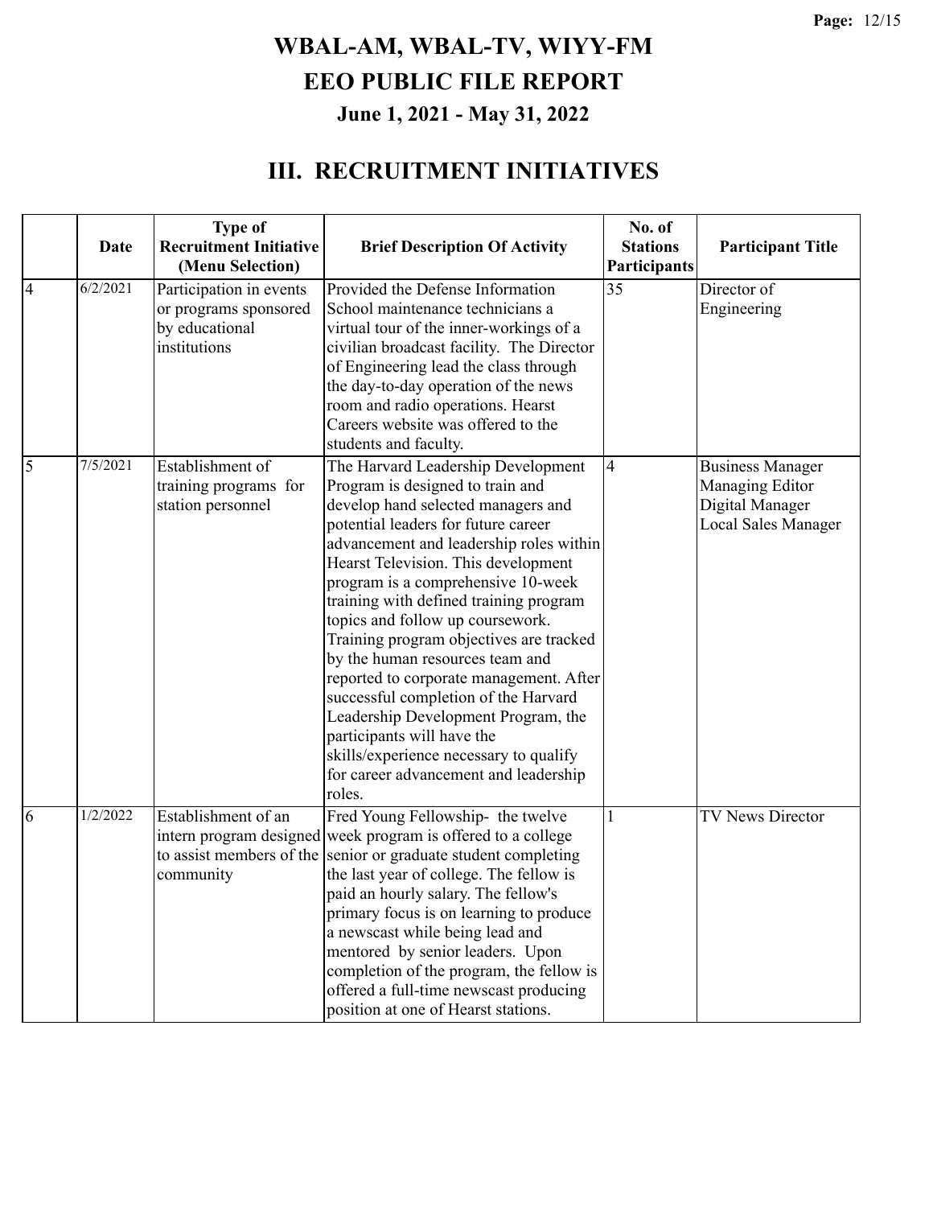# WBAL-AM, WBAL-TV, WIYY-FM
# EEO PUBLIC FILE REPORT
## June 1, 2021 - May 31, 2022

## III. RECRUITMENT INITIATIVES

| | Date | Type of Recruitment Initiative (Menu Selection) | Brief Description Of Activity | No. of Stations Participants | Participant Title |
|---|---|---|---|---|---|
| 4 | 6/2/2021 | Participation in events or programs sponsored by educational institutions | Provided the Defense Information School maintenance technicians a virtual tour of the inner-workings of a civilian broadcast facility. The Director of Engineering lead the class through the day-to-day operation of the news room and radio operations. Hearst Careers website was offered to the students and faculty. | 35 | Director of Engineering |
| 5 | 7/5/2021 | Establishment of training programs for station personnel | The Harvard Leadership Development Program is designed to train and develop hand selected managers and potential leaders for future career advancement and leadership roles within Hearst Television. This development program is a comprehensive 10-week training with defined training program topics and follow up coursework. Training program objectives are tracked by the human resources team and reported to corporate management. After successful completion of the Harvard Leadership Development Program, the participants will have the skills/experience necessary to qualify for career advancement and leadership roles. | 4 | Business Manager<br>Managing Editor<br>Digital Manager<br>Local Sales Manager |
| 6 | 1/2/2022 | Establishment of an intern program designed to assist members of the community | Fred Young Fellowship- the twelve week program is offered to a college senior or graduate student completing the last year of college. The fellow is paid an hourly salary. The fellow's primary focus is on learning to produce a newscast while being lead and mentored by senior leaders. Upon completion of the program, the fellow is offered a full-time newscast producing position at one of Hearst stations. | 1 | TV News Director |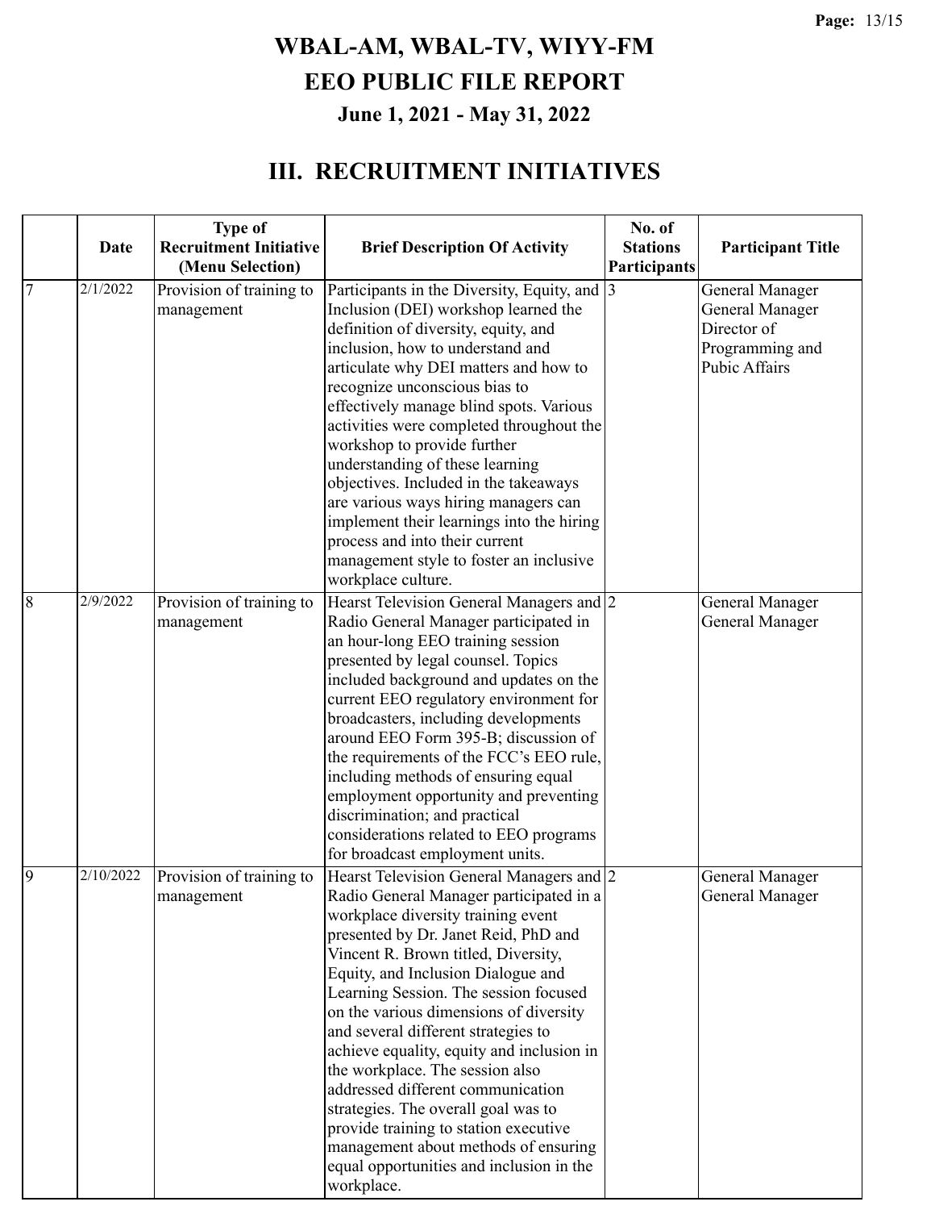# WBAL-AM, WBAL-TV, WIYY-FM

# EEO PUBLIC FILE REPORT

### June 1, 2021 - May 31, 2022

## III. RECRUITMENT INITIATIVES

| | Date | Type of Recruitment Initiative (Menu Selection) | Brief Description Of Activity | No. of Stations Participants | Participant Title |
|---|---|---|---|---|---|
| 7 | 2/1/2022 | Provision of training to management | Participants in the Diversity, Equity, and Inclusion (DEI) workshop learned the definition of diversity, equity, and inclusion, how to understand and articulate why DEI matters and how to recognize unconscious bias to effectively manage blind spots. Various activities were completed throughout the workshop to provide further understanding of these learning objectives. Included in the takeaways are various ways hiring managers can implement their learnings into the hiring process and into their current management style to foster an inclusive workplace culture. | 3 | General Manager<br>General Manager<br>Director of Programming and Pubic Affairs |
| 8 | 2/9/2022 | Provision of training to management | Hearst Television General Managers and Radio General Manager participated in an hour-long EEO training session presented by legal counsel. Topics included background and updates on the current EEO regulatory environment for broadcasters, including developments around EEO Form 395-B; discussion of the requirements of the FCC's EEO rule, including methods of ensuring equal employment opportunity and preventing discrimination; and practical considerations related to EEO programs for broadcast employment units. | 2 | General Manager<br>General Manager |
| 9 | 2/10/2022 | Provision of training to management | Hearst Television General Managers and Radio General Manager participated in a workplace diversity training event presented by Dr. Janet Reid, PhD and Vincent R. Brown titled, Diversity, Equity, and Inclusion Dialogue and Learning Session. The session focused on the various dimensions of diversity and several different strategies to achieve equality, equity and inclusion in the workplace. The session also addressed different communication strategies. The overall goal was to provide training to station executive management about methods of ensuring equal opportunities and inclusion in the workplace. | 2 | General Manager<br>General Manager |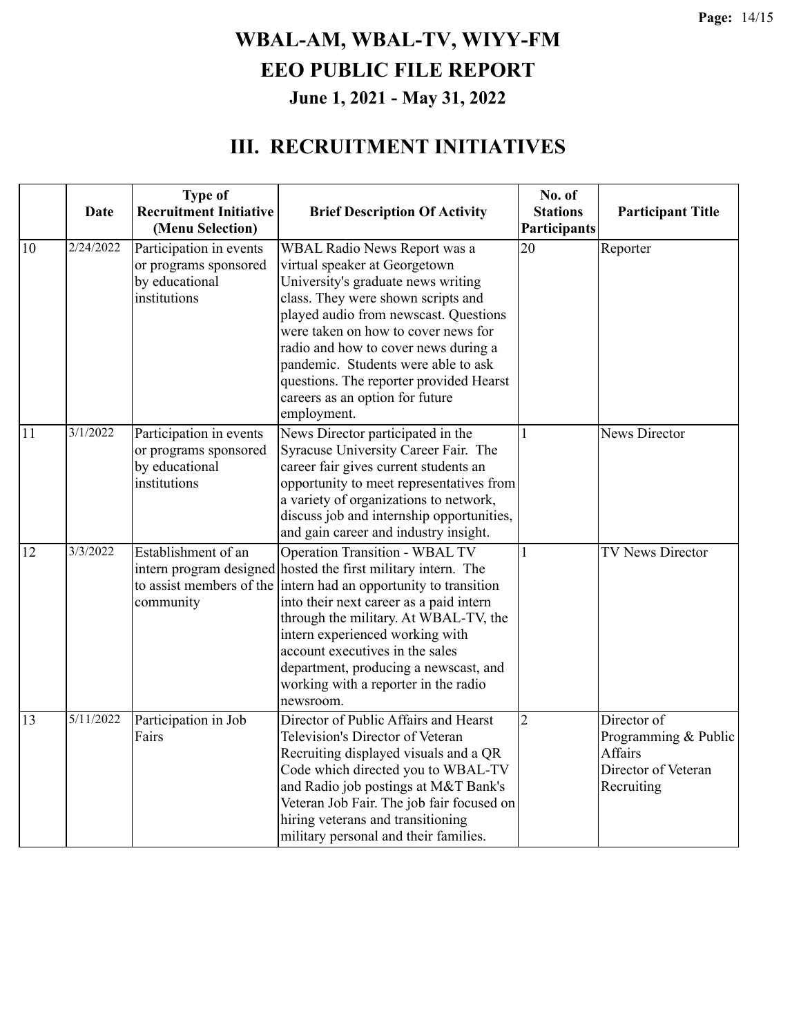# WBAL-AM, WBAL-TV, WIYY-FM
# EEO PUBLIC FILE REPORT
### June 1, 2021 - May 31, 2022

## III. RECRUITMENT INITIATIVES

| | Date | Type of Recruitment Initiative (Menu Selection) | Brief Description Of Activity | No. of Stations Participants | Participant Title |
|---|---|---|---|---|---|
| 10 | 2/24/2022 | Participation in events or programs sponsored by educational institutions | WBAL Radio News Report was a virtual speaker at Georgetown University's graduate news writing class. They were shown scripts and played audio from newscast. Questions were taken on how to cover news for radio and how to cover news during a pandemic. Students were able to ask questions. The reporter provided Hearst careers as an option for future employment. | 20 | Reporter |
| 11 | 3/1/2022 | Participation in events or programs sponsored by educational institutions | News Director participated in the Syracuse University Career Fair. The career fair gives current students an opportunity to meet representatives from a variety of organizations to network, discuss job and internship opportunities, and gain career and industry insight. | 1 | News Director |
| 12 | 3/3/2022 | Establishment of an intern program designed to assist members of the community | Operation Transition - WBAL TV hosted the first military intern. The intern had an opportunity to transition into their next career as a paid intern through the military. At WBAL-TV, the intern experienced working with account executives in the sales department, producing a newscast, and working with a reporter in the radio newsroom. | 1 | TV News Director |
| 13 | 5/11/2022 | Participation in Job Fairs | Director of Public Affairs and Hearst Television's Director of Veteran Recruiting displayed visuals and a QR Code which directed you to WBAL-TV and Radio job postings at M&T Bank's Veteran Job Fair. The job fair focused on hiring veterans and transitioning military personal and their families. | 2 | Director of Programming & Public Affairs<br>Director of Veteran Recruiting |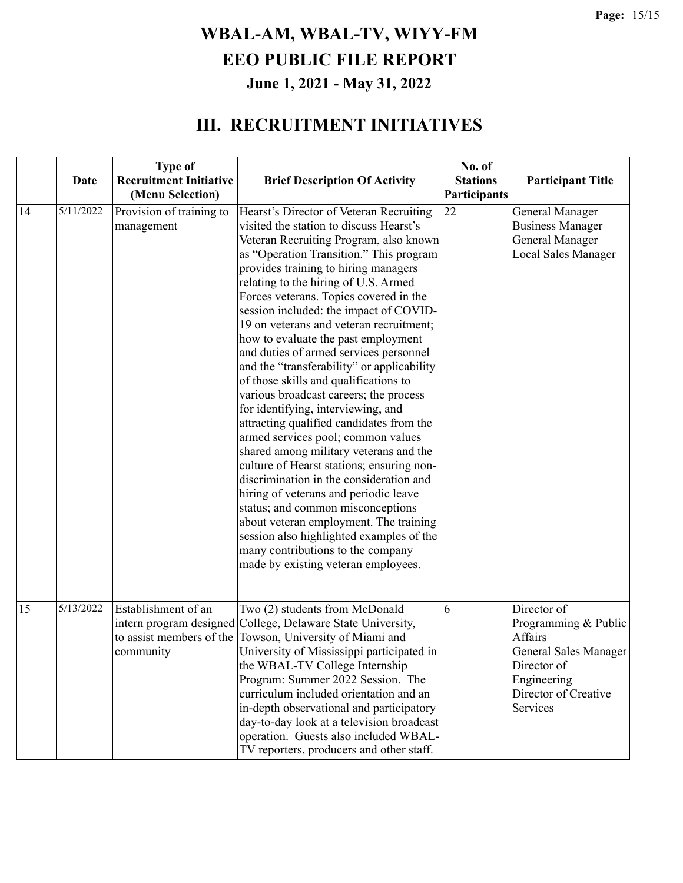# WBAL-AM, WBAL-TV, WIYY-FM
# EEO PUBLIC FILE REPORT
## June 1, 2021 - May 31, 2022

## III. RECRUITMENT INITIATIVES

| | Date | Type of Recruitment Initiative (Menu Selection) | Brief Description Of Activity | No. of Stations Participants | Participant Title |
|---|---|---|---|---|---|
| 14 | 5/11/2022 | Provision of training to management | Hearst's Director of Veteran Recruiting visited the station to discuss Hearst's Veteran Recruiting Program, also known as "Operation Transition." This program provides training to hiring managers relating to the hiring of U.S. Armed Forces veterans. Topics covered in the session included: the impact of COVID-19 on veterans and veteran recruitment; how to evaluate the past employment and duties of armed services personnel and the "transferability" or applicability of those skills and qualifications to various broadcast careers; the process for identifying, interviewing, and attracting qualified candidates from the armed services pool; common values shared among military veterans and the culture of Hearst stations; ensuring non-discrimination in the consideration and hiring of veterans and periodic leave status; and common misconceptions about veteran employment. The training session also highlighted examples of the many contributions to the company made by existing veteran employees. | 22 | General Manager<br>Business Manager<br>General Manager<br>Local Sales Manager |
| 15 | 5/13/2022 | Establishment of an intern program designed to assist members of the community | Two (2) students from McDonald College, Delaware State University, Towson, University of Miami and University of Mississippi participated in the WBAL-TV College Internship Program: Summer 2022 Session. The curriculum included orientation and an in-depth observational and participatory day-to-day look at a television broadcast operation. Guests also included WBAL-TV reporters, producers and other staff. | 6 | Director of Programming & Public Affairs<br>General Sales Manager<br>Director of Engineering<br>Director of Creative Services |